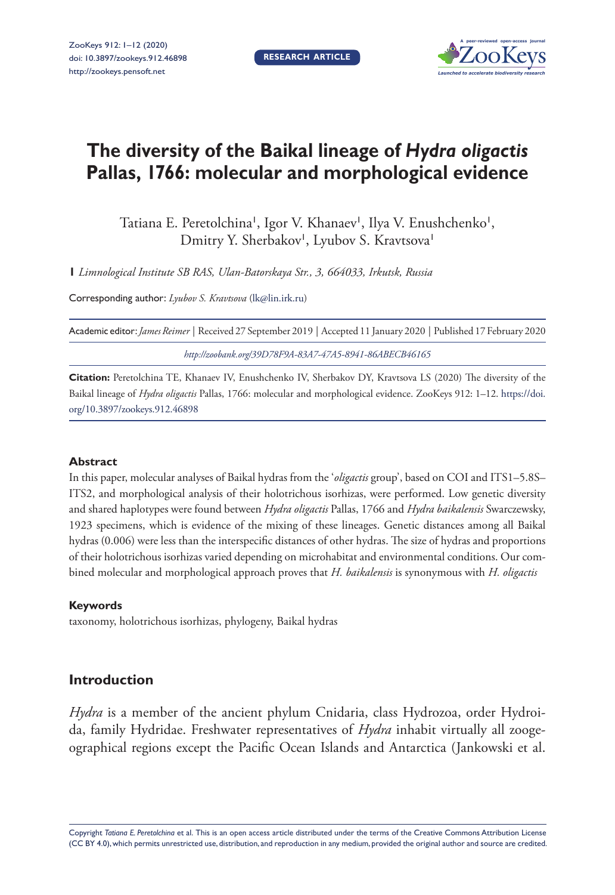# The diversity of the Baikal lineage of *Hydra oligactis* Pallas, 1766: molecular and morphological evidence

Tatiana E. Peretolchina[1], Igor V. Khanaev[1], Ilya V. Enushchenko[1], Dmitry Y. Sherbakov[1], Lyubov S. Kravtsova[1]

[1] *Limnological Institute SB RAS, Ulan-Batorskaya Str., 3, 664033, Irkutsk, Russia*

Corresponding author: *Lyubov S. Kravtsova* (lk@lin.irk.ru)

Academic editor: *James Reimer* | Received 27 September 2019 | Accepted 11 January 2020 | Published 17 February 2020

*http://zoobank.org/39D78F9A-83A7-47A5-8941-86ABECB46165*

**Citation:** Peretolchina TE, Khanaev IV, Enushchenko IV, Sherbakov DY, Kravtsova LS (2020) The diversity of the Baikal lineage of *Hydra oligactis* Pallas, 1766: molecular and morphological evidence. ZooKeys 912: 1–12. https://doi.org/10.3897/zookeys.912.46898

### Abstract

In this paper, molecular analyses of Baikal hydras from the '*oligactis* group', based on COI and ITS1–5.8S–ITS2, and morphological analysis of their holotrichous isorhizas, were performed. Low genetic diversity and shared haplotypes were found between *Hydra oligactis* Pallas, 1766 and *Hydra baikalensis* Swarczewsky, 1923 specimens, which is evidence of the mixing of these lineages. Genetic distances among all Baikal hydras (0.006) were less than the interspecific distances of other hydras. The size of hydras and proportions of their holotrichous isorhizas varied depending on microhabitat and environmental conditions. Our combined molecular and morphological approach proves that *H. baikalensis* is synonymous with *H. oligactis*

### Keywords

taxonomy, holotrichous isorhizas, phylogeny, Baikal hydras

## Introduction

*Hydra* is a member of the ancient phylum Cnidaria, class Hydrozoa, order Hydroida, family Hydridae. Freshwater representatives of *Hydra* inhabit virtually all zoogeographical regions except the Pacific Ocean Islands and Antarctica (Jankowski et al.

Copyright *Tatiana E. Peretolchina* et al. This is an open access article distributed under the terms of the Creative Commons Attribution License (CC BY 4.0), which permits unrestricted use, distribution, and reproduction in any medium, provided the original author and source are credited.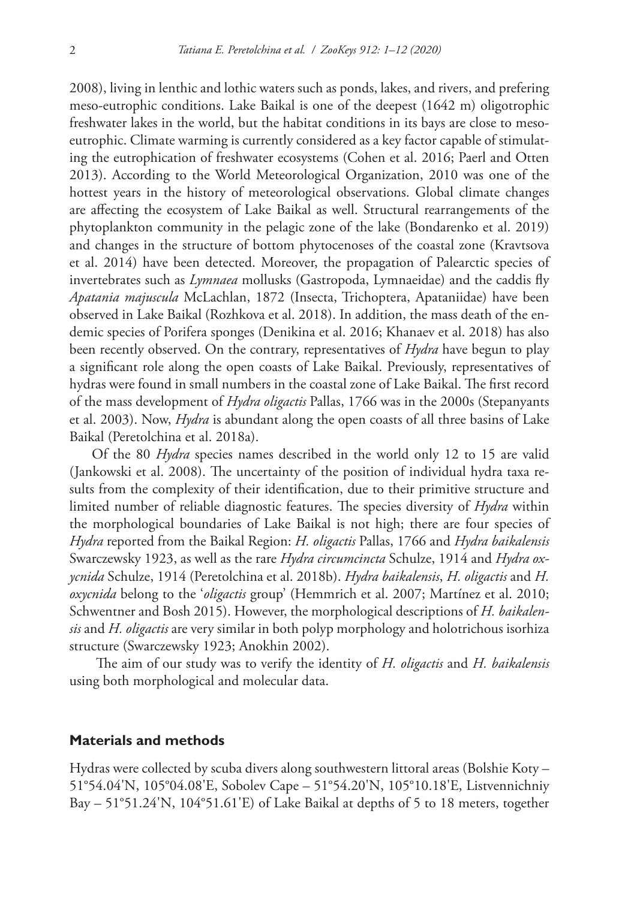2008), living in lenthic and lothic waters such as ponds, lakes, and rivers, and prefering meso-eutrophic conditions. Lake Baikal is one of the deepest (1642 m) oligotrophic freshwater lakes in the world, but the habitat conditions in its bays are close to meso-eutrophic. Climate warming is currently considered as a key factor capable of stimulating the eutrophication of freshwater ecosystems (Cohen et al. 2016; Paerl and Otten 2013). According to the World Meteorological Organization, 2010 was one of the hottest years in the history of meteorological observations. Global climate changes are affecting the ecosystem of Lake Baikal as well. Structural rearrangements of the phytoplankton community in the pelagic zone of the lake (Bondarenko et al. 2019) and changes in the structure of bottom phytocenoses of the coastal zone (Kravtsova et al. 2014) have been detected. Moreover, the propagation of Palearctic species of invertebrates such as *Lymnaea* mollusks (Gastropoda, Lymnaeidae) and the caddis fly *Apatania majuscula* McLachlan, 1872 (Insecta, Trichoptera, Apataniidae) have been observed in Lake Baikal (Rozhkova et al. 2018). In addition, the mass death of the endemic species of Porifera sponges (Denikina et al. 2016; Khanaev et al. 2018) has also been recently observed. On the contrary, representatives of *Hydra* have begun to play a significant role along the open coasts of Lake Baikal. Previously, representatives of hydras were found in small numbers in the coastal zone of Lake Baikal. The first record of the mass development of *Hydra oligactis* Pallas, 1766 was in the 2000s (Stepanyants et al. 2003). Now, *Hydra* is abundant along the open coasts of all three basins of Lake Baikal (Peretolchina et al. 2018a).

Of the 80 *Hydra* species names described in the world only 12 to 15 are valid (Jankowski et al. 2008). The uncertainty of the position of individual hydra taxa results from the complexity of their identification, due to their primitive structure and limited number of reliable diagnostic features. The species diversity of *Hydra* within the morphological boundaries of Lake Baikal is not high; there are four species of *Hydra* reported from the Baikal Region: *H. oligactis* Pallas, 1766 and *Hydra baikalensis* Swarczewsky 1923, as well as the rare *Hydra circumcincta* Schulze, 1914 and *Hydra oxycnida* Schulze, 1914 (Peretolchina et al. 2018b). *Hydra baikalensis*, *H. oligactis* and *H. oxycnida* belong to the '*oligactis* group' (Hemmrich et al. 2007; Martínez et al. 2010; Schwentner and Bosh 2015). However, the morphological descriptions of *H. baikalensis* and *H. oligactis* are very similar in both polyp morphology and holotrichous isorhiza structure (Swarczewsky 1923; Anokhin 2002).

The aim of our study was to verify the identity of *H. oligactis* and *H. baikalensis* using both morphological and molecular data.

## Materials and methods

Hydras were collected by scuba divers along southwestern littoral areas (Bolshie Koty – 51°54.04'N, 105°04.08'E, Sobolev Cape – 51°54.20'N, 105°10.18'E, Listvennichniy Bay – 51°51.24'N, 104°51.61'E) of Lake Baikal at depths of 5 to 18 meters, together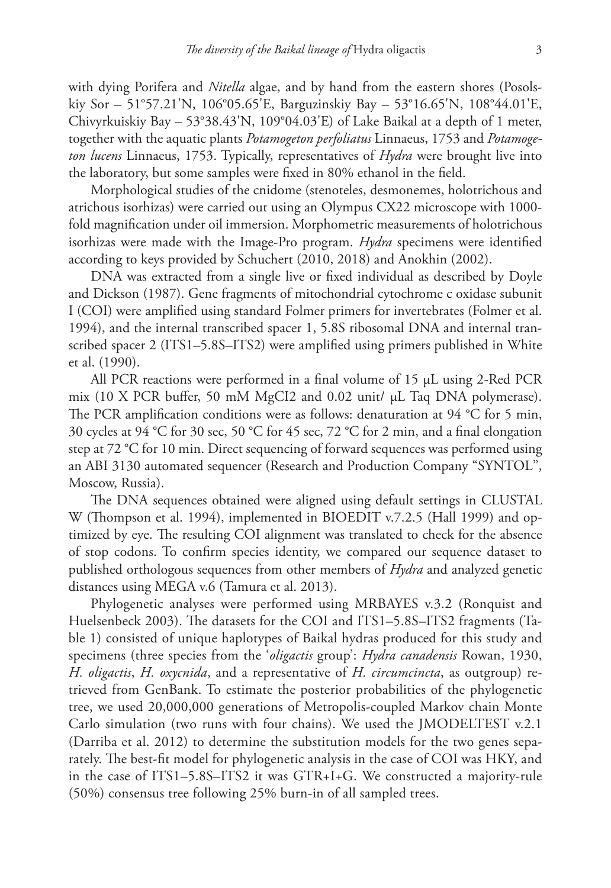with dying Porifera and *Nitella* algae, and by hand from the eastern shores (Posolskiy Sor – 51°57.21'N, 106°05.65'E, Barguzinskiy Bay – 53°16.65'N, 108°44.01'E, Chivyrkuiskiy Bay – 53°38.43'N, 109°04.03'E) of Lake Baikal at a depth of 1 meter, together with the aquatic plants *Potamogeton perfoliatus* Linnaeus, 1753 and *Potamogeton lucens* Linnaeus, 1753. Typically, representatives of *Hydra* were brought live into the laboratory, but some samples were fixed in 80% ethanol in the field.

Morphological studies of the cnidome (stenoteles, desmonemes, holotrichous and atrichous isorhizas) were carried out using an Olympus CX22 microscope with 1000-fold magnification under oil immersion. Morphometric measurements of holotrichous isorhizas were made with the Image-Pro program. *Hydra* specimens were identified according to keys provided by Schuchert (2010, 2018) and Anokhin (2002).

DNA was extracted from a single live or fixed individual as described by Doyle and Dickson (1987). Gene fragments of mitochondrial cytochrome c oxidase subunit I (COI) were amplified using standard Folmer primers for invertebrates (Folmer et al. 1994), and the internal transcribed spacer 1, 5.8S ribosomal DNA and internal transcribed spacer 2 (ITS1–5.8S–ITS2) were amplified using primers published in White et al. (1990).

All PCR reactions were performed in a final volume of 15 µL using 2-Red PCR mix (10 X PCR buffer, 50 mM MgCI2 and 0.02 unit/ µL Taq DNA polymerase). The PCR amplification conditions were as follows: denaturation at 94 °C for 5 min, 30 cycles at 94 °C for 30 sec, 50 °C for 45 sec, 72 °C for 2 min, and a final elongation step at 72 °C for 10 min. Direct sequencing of forward sequences was performed using an ABI 3130 automated sequencer (Research and Production Company "SYNTOL", Moscow, Russia).

The DNA sequences obtained were aligned using default settings in CLUSTAL W (Thompson et al. 1994), implemented in BIOEDIT v.7.2.5 (Hall 1999) and optimized by eye. The resulting COI alignment was translated to check for the absence of stop codons. To confirm species identity, we compared our sequence dataset to published orthologous sequences from other members of *Hydra* and analyzed genetic distances using MEGA v.6 (Tamura et al. 2013).

Phylogenetic analyses were performed using MRBAYES v.3.2 (Ronquist and Huelsenbeck 2003). The datasets for the COI and ITS1–5.8S–ITS2 fragments (Table 1) consisted of unique haplotypes of Baikal hydras produced for this study and specimens (three species from the '*oligactis* group': *Hydra canadensis* Rowan, 1930, *H. oligactis*, *H. oxycnida*, and a representative of *H. circumcincta*, as outgroup) retrieved from GenBank. To estimate the posterior probabilities of the phylogenetic tree, we used 20,000,000 generations of Metropolis-coupled Markov chain Monte Carlo simulation (two runs with four chains). We used the JMODELTEST v.2.1 (Darriba et al. 2012) to determine the substitution models for the two genes separately. The best-fit model for phylogenetic analysis in the case of COI was HKY, and in the case of ITS1–5.8S–ITS2 it was GTR+I+G. We constructed a majority-rule (50%) consensus tree following 25% burn-in of all sampled trees.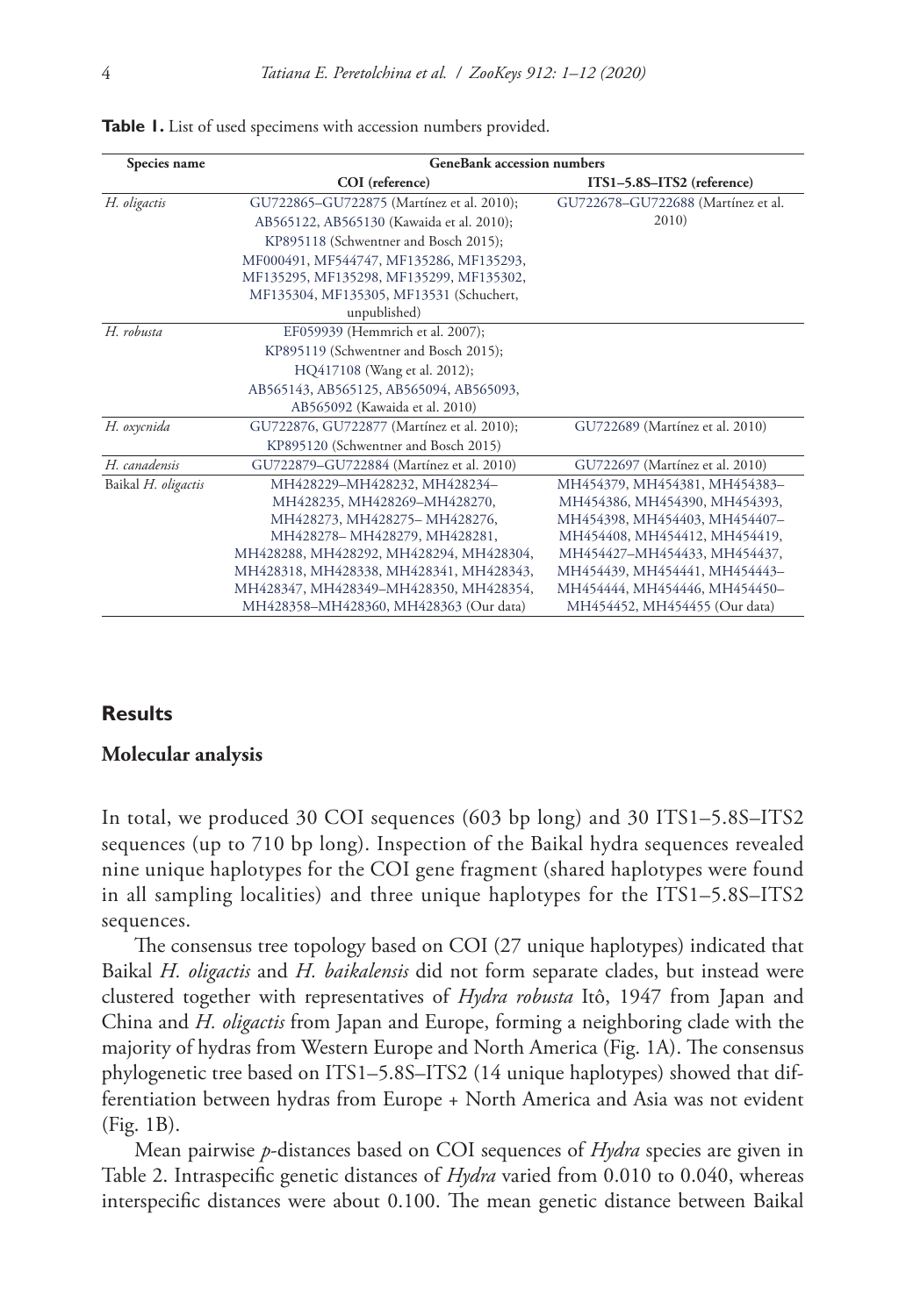**Table 1.** List of used specimens with accession numbers provided.

| Species name | GeneBank accession numbers | |
|---|---|---|
| | COI (reference) | ITS1–5.8S–ITS2 (reference) |
| *H. oligactis* | GU722865–GU722875 (Martínez et al. 2010); AB565122, AB565130 (Kawaida et al. 2010); KP895118 (Schwentner and Bosch 2015); MF000491, MF544747, MF135286, MF135293, MF135295, MF135298, MF135299, MF135302, MF135304, MF135305, MF13531 (Schuchert, unpublished) | GU722678–GU722688 (Martínez et al. 2010) |
| *H. robusta* | EF059939 (Hemmrich et al. 2007); KP895119 (Schwentner and Bosch 2015); HQ417108 (Wang et al. 2012); AB565143, AB565125, AB565094, AB565093, AB565092 (Kawaida et al. 2010) | |
| *H. oxycnida* | GU722876, GU722877 (Martínez et al. 2010); KP895120 (Schwentner and Bosch 2015) | GU722689 (Martínez et al. 2010) |
| *H. canadensis* | GU722879–GU722884 (Martínez et al. 2010) | GU722697 (Martínez et al. 2010) |
| Baikal *H. oligactis* | MH428229–MH428232, MH428234–MH428235, MH428269–MH428270, MH428273, MH428275– MH428276, MH428278– MH428279, MH428281, MH428288, MH428292, MH428294, MH428304, MH428318, MH428338, MH428341, MH428343, MH428347, MH428349–MH428350, MH428354, MH428358–MH428360, MH428363 (Our data) | MH454379, MH454381, MH454383–MH454386, MH454390, MH454393, MH454398, MH454403, MH454407–MH454408, MH454412, MH454419, MH454427–MH454433, MH454437, MH454439, MH454441, MH454443–MH454444, MH454446, MH454450–MH454452, MH454455 (Our data) |

## Results

### Molecular analysis

In total, we produced 30 COI sequences (603 bp long) and 30 ITS1–5.8S–ITS2 sequences (up to 710 bp long). Inspection of the Baikal hydra sequences revealed nine unique haplotypes for the COI gene fragment (shared haplotypes were found in all sampling localities) and three unique haplotypes for the ITS1–5.8S–ITS2 sequences.

The consensus tree topology based on COI (27 unique haplotypes) indicated that Baikal *H. oligactis* and *H. baikalensis* did not form separate clades, but instead were clustered together with representatives of *Hydra robusta* Itô, 1947 from Japan and China and *H. oligactis* from Japan and Europe, forming a neighboring clade with the majority of hydras from Western Europe and North America (Fig. 1A). The consensus phylogenetic tree based on ITS1–5.8S–ITS2 (14 unique haplotypes) showed that differentiation between hydras from Europe + North America and Asia was not evident (Fig. 1B).

Mean pairwise *p*-distances based on COI sequences of *Hydra* species are given in Table 2. Intraspecific genetic distances of *Hydra* varied from 0.010 to 0.040, whereas interspecific distances were about 0.100. The mean genetic distance between Baikal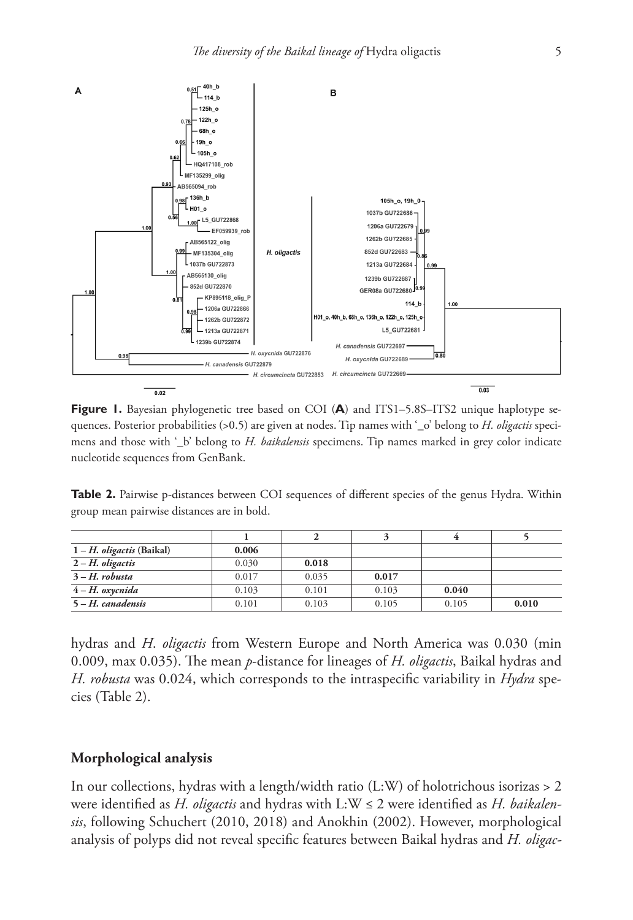**Figure 1.** Bayesian phylogenetic tree based on COI (**A**) and ITS1–5.8S–ITS2 unique haplotype sequences. Posterior probabilities (>0.5) are given at nodes. Tip names with '_o' belong to *H. oligactis* specimens and those with '_b' belong to *H. baikalensis* specimens. Tip names marked in grey color indicate nucleotide sequences from GenBank.

**Table 2.** Pairwise p-distances between COI sequences of different species of the genus Hydra. Within group mean pairwise distances are in bold.

| | 1 | 2 | 3 | 4 | 5 |
|---|---|---|---|---|---|
| **1 – *H. oligactis* (Baikal)** | **0.006** | | | | |
| **2 – *H. oligactis*** | 0.030 | **0.018** | | | |
| **3 – *H. robusta*** | 0.017 | 0.035 | **0.017** | | |
| **4 – *H. oxycnida*** | 0.103 | 0.101 | 0.103 | **0.040** | |
| **5 – *H. canadensis*** | 0.101 | 0.103 | 0.105 | 0.105 | **0.010** |

hydras and *H. oligactis* from Western Europe and North America was 0.030 (min 0.009, max 0.035). The mean *p*-distance for lineages of *H. oligactis*, Baikal hydras and *H. robusta* was 0.024, which corresponds to the intraspecific variability in *Hydra* species (Table 2).

## Morphological analysis

In our collections, hydras with a length/width ratio (L:W) of holotrichous isorizas > 2 were identified as *H. oligactis* and hydras with L:W ≤ 2 were identified as *H. baikalensis*, following Schuchert (2010, 2018) and Anokhin (2002). However, morphological analysis of polyps did not reveal specific features between Baikal hydras and *H. oligac-*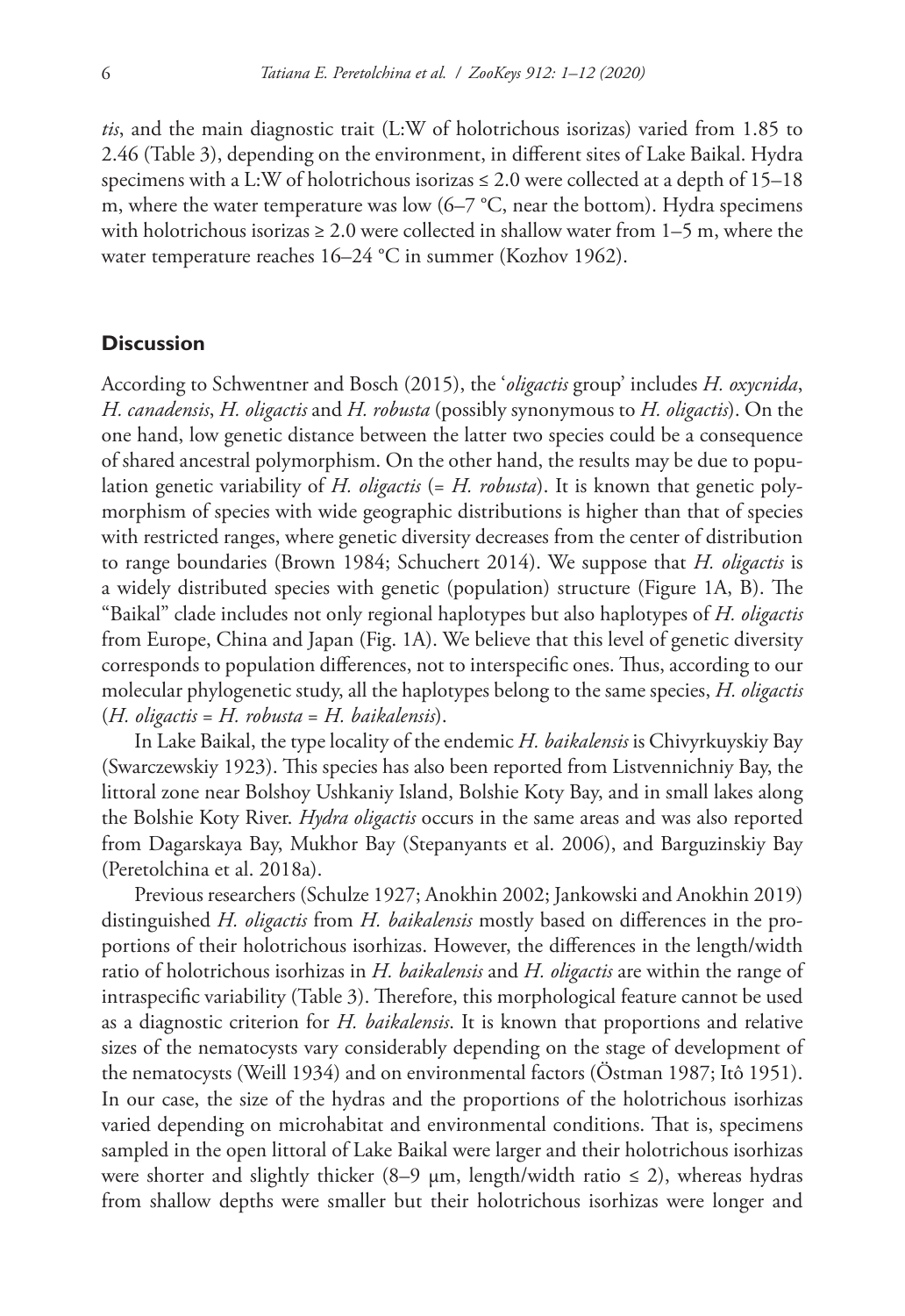*tis*, and the main diagnostic trait (L:W of holotrichous isorizas) varied from 1.85 to 2.46 (Table 3), depending on the environment, in different sites of Lake Baikal. Hydra specimens with a L:W of holotrichous isorizas ≤ 2.0 were collected at a depth of 15–18 m, where the water temperature was low (6–7 °C, near the bottom). Hydra specimens with holotrichous isorizas ≥ 2.0 were collected in shallow water from 1–5 m, where the water temperature reaches 16–24 °C in summer (Kozhov 1962).

## Discussion

According to Schwentner and Bosch (2015), the '*oligactis* group' includes *H. oxycnida*, *H. canadensis*, *H. oligactis* and *H. robusta* (possibly synonymous to *H. oligactis*). On the one hand, low genetic distance between the latter two species could be a consequence of shared ancestral polymorphism. On the other hand, the results may be due to population genetic variability of *H. oligactis* (= *H. robusta*). It is known that genetic polymorphism of species with wide geographic distributions is higher than that of species with restricted ranges, where genetic diversity decreases from the center of distribution to range boundaries (Brown 1984; Schuchert 2014). We suppose that *H. oligactis* is a widely distributed species with genetic (population) structure (Figure 1A, B). The "Baikal" clade includes not only regional haplotypes but also haplotypes of *H. oligactis* from Europe, China and Japan (Fig. 1A). We believe that this level of genetic diversity corresponds to population differences, not to interspecific ones. Thus, according to our molecular phylogenetic study, all the haplotypes belong to the same species, *H. oligactis* (*H. oligactis* = *H. robusta* = *H. baikalensis*).

In Lake Baikal, the type locality of the endemic *H. baikalensis* is Chivyrkuyskiy Bay (Swarczewskiy 1923). This species has also been reported from Listvennichniy Bay, the littoral zone near Bolshoy Ushkaniy Island, Bolshie Koty Bay, and in small lakes along the Bolshie Koty River. *Hydra oligactis* occurs in the same areas and was also reported from Dagarskaya Bay, Mukhor Bay (Stepanyants et al. 2006), and Barguzinskiy Bay (Peretolchina et al. 2018a).

Previous researchers (Schulze 1927; Anokhin 2002; Jankowski and Anokhin 2019) distinguished *H. oligactis* from *H. baikalensis* mostly based on differences in the proportions of their holotrichous isorhizas. However, the differences in the length/width ratio of holotrichous isorhizas in *H. baikalensis* and *H. oligactis* are within the range of intraspecific variability (Table 3). Therefore, this morphological feature cannot be used as a diagnostic criterion for *H. baikalensis*. It is known that proportions and relative sizes of the nematocysts vary considerably depending on the stage of development of the nematocysts (Weill 1934) and on environmental factors (Östman 1987; Itô 1951). In our case, the size of the hydras and the proportions of the holotrichous isorhizas varied depending on microhabitat and environmental conditions. That is, specimens sampled in the open littoral of Lake Baikal were larger and their holotrichous isorhizas were shorter and slightly thicker (8–9 μm, length/width ratio ≤ 2), whereas hydras from shallow depths were smaller but their holotrichous isorhizas were longer and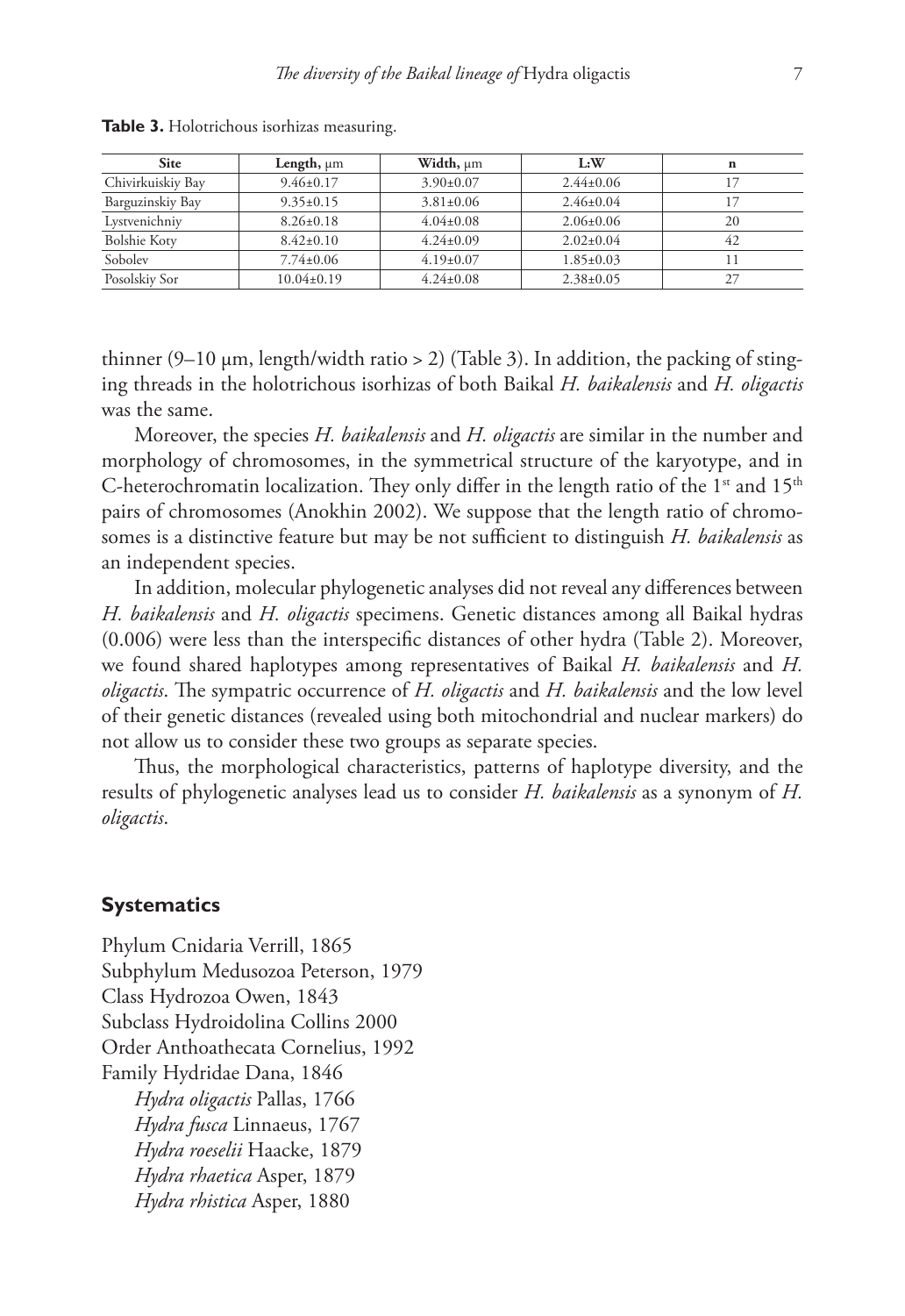**Table 3.** Holotrichous isorhizas measuring.

| Site | Length, μm | Width, μm | L:W | n |
|---|---|---|---|---|
| Chivirkuiskiy Bay | 9.46±0.17 | 3.90±0.07 | 2.44±0.06 | 17 |
| Barguzinskiy Bay | 9.35±0.15 | 3.81±0.06 | 2.46±0.04 | 17 |
| Lystvenichniy | 8.26±0.18 | 4.04±0.08 | 2.06±0.06 | 20 |
| Bolshie Koty | 8.42±0.10 | 4.24±0.09 | 2.02±0.04 | 42 |
| Sobolev | 7.74±0.06 | 4.19±0.07 | 1.85±0.03 | 11 |
| Posolskiy Sor | 10.04±0.19 | 4.24±0.08 | 2.38±0.05 | 27 |

thinner (9–10 μm, length/width ratio > 2) (Table 3). In addition, the packing of stinging threads in the holotrichous isorhizas of both Baikal *H. baikalensis* and *H. oligactis* was the same.

Moreover, the species *H. baikalensis* and *H. oligactis* are similar in the number and morphology of chromosomes, in the symmetrical structure of the karyotype, and in C-heterochromatin localization. They only differ in the length ratio of the 1st and 15th pairs of chromosomes (Anokhin 2002). We suppose that the length ratio of chromosomes is a distinctive feature but may be not sufficient to distinguish *H. baikalensis* as an independent species.

In addition, molecular phylogenetic analyses did not reveal any differences between *H. baikalensis* and *H. oligactis* specimens. Genetic distances among all Baikal hydras (0.006) were less than the interspecific distances of other hydra (Table 2). Moreover, we found shared haplotypes among representatives of Baikal *H. baikalensis* and *H. oligactis*. The sympatric occurrence of *H. oligactis* and *H. baikalensis* and the low level of their genetic distances (revealed using both mitochondrial and nuclear markers) do not allow us to consider these two groups as separate species.

Thus, the morphological characteristics, patterns of haplotype diversity, and the results of phylogenetic analyses lead us to consider *H. baikalensis* as a synonym of *H. oligactis*.

## Systematics

Phylum Cnidaria Verrill, 1865
Subphylum Medusozoa Peterson, 1979
Class Hydrozoa Owen, 1843
Subclass Hydroidolina Collins 2000
Order Anthoathecata Cornelius, 1992
Family Hydridae Dana, 1846

*Hydra oligactis* Pallas, 1766
*Hydra fusca* Linnaeus, 1767
*Hydra roeselii* Haacke, 1879
*Hydra rhaetica* Asper, 1879
*Hydra rhistica* Asper, 1880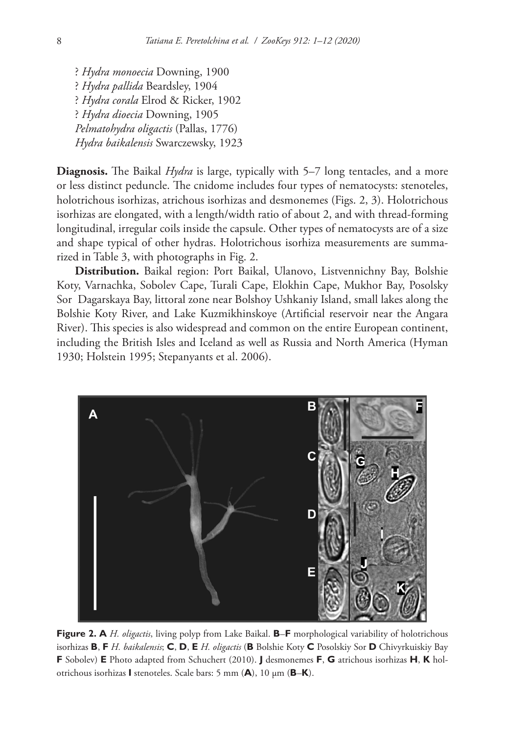? *Hydra monoecia* Downing, 1900
? *Hydra pallida* Beardsley, 1904
? *Hydra corala* Elrod & Ricker, 1902
? *Hydra dioecia* Downing, 1905
*Pelmatohydra oligactis* (Pallas, 1776)
*Hydra baikalensis* Swarczewsky, 1923

**Diagnosis.** The Baikal *Hydra* is large, typically with 5–7 long tentacles, and a more or less distinct peduncle. The cnidome includes four types of nematocysts: stenoteles, holotrichous isorhizas, atrichous isorhizas and desmonemes (Figs. 2, 3). Holotrichous isorhizas are elongated, with a length/width ratio of about 2, and with thread-forming longitudinal, irregular coils inside the capsule. Other types of nematocysts are of a size and shape typical of other hydras. Holotrichous isorhiza measurements are summarized in Table 3, with photographs in Fig. 2.

**Distribution.** Baikal region: Port Baikal, Ulanovo, Listvennichny Bay, Bolshie Koty, Varnachka, Sobolev Cape, Turali Cape, Elokhin Cape, Mukhor Bay, Posolsky Sor Dagarskaya Bay, littoral zone near Bolshoy Ushkaniy Island, small lakes along the Bolshie Koty River, and Lake Kuzmikhinskoye (Artificial reservoir near the Angara River). This species is also widespread and common on the entire European continent, including the British Isles and Iceland as well as Russia and North America (Hyman 1930; Holstein 1995; Stepanyants et al. 2006).

**Figure 2. A** *H. oligactis*, living polyp from Lake Baikal. **B**–**F** morphological variability of holotrichous isorhizas **B**, **F** *H. baikalensis*; **C**, **D**, **E** *H. oligactis* (**B** Bolshie Koty **C** Posolskiy Sor **D** Chivyrkuiskiy Bay **F** Sobolev) **E** Photo adapted from Schuchert (2010). **J** desmonemes **F**, **G** atrichous isorhizas **H**, **K** holotrichous isorhizas **I** stenoteles. Scale bars: 5 mm (**A**), 10 μm (**B**–**K**).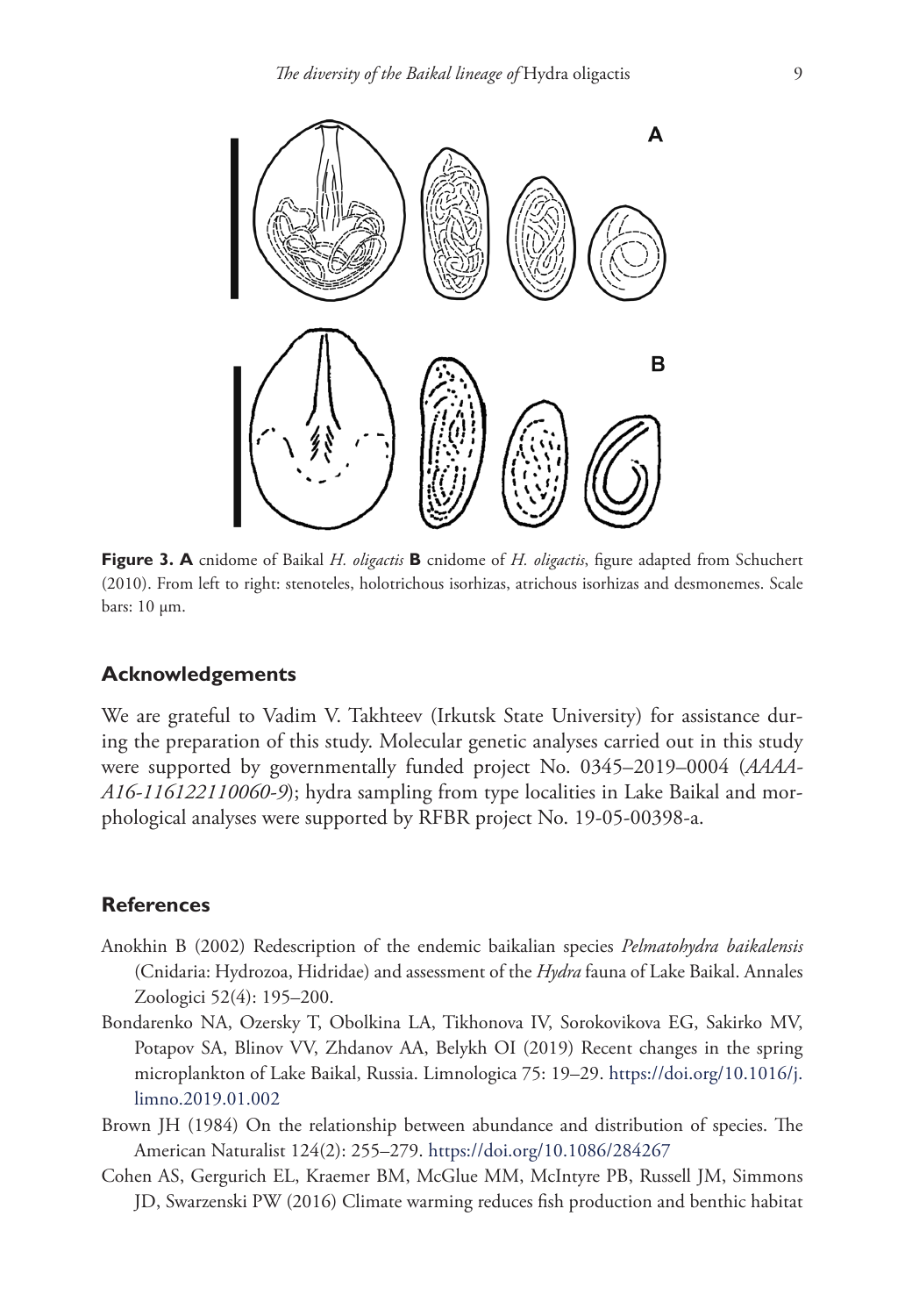**Figure 3. A** cnidome of Baikal *H. oligactis* **B** cnidome of *H. oligactis*, figure adapted from Schuchert (2010). From left to right: stenoteles, holotrichous isorhizas, atrichous isorhizas and desmonemes. Scale bars: 10 µm.

## Acknowledgements

We are grateful to Vadim V. Takhteev (Irkutsk State University) for assistance during the preparation of this study. Molecular genetic analyses carried out in this study were supported by governmentally funded project No. 0345–2019–0004 (*AAAA-A16-116122110060-9*); hydra sampling from type localities in Lake Baikal and morphological analyses were supported by RFBR project No. 19-05-00398-a.

## References

- Anokhin B (2002) Redescription of the endemic baikalian species *Pelmatohydra baikalensis* (Cnidaria: Hydrozoa, Hidridae) and assessment of the *Hydra* fauna of Lake Baikal. Annales Zoologici 52(4): 195–200.
- Bondarenko NA, Ozersky T, Obolkina LA, Tikhonova IV, Sorokovikova EG, Sakirko MV, Potapov SA, Blinov VV, Zhdanov AA, Belykh OI (2019) Recent changes in the spring microplankton of Lake Baikal, Russia. Limnologica 75: 19–29. https://doi.org/10.1016/j.limno.2019.01.002
- Brown JH (1984) On the relationship between abundance and distribution of species. The American Naturalist 124(2): 255–279. https://doi.org/10.1086/284267
- Cohen AS, Gergurich EL, Kraemer BM, McGlue MM, McIntyre PB, Russell JM, Simmons JD, Swarzenski PW (2016) Climate warming reduces fish production and benthic habitat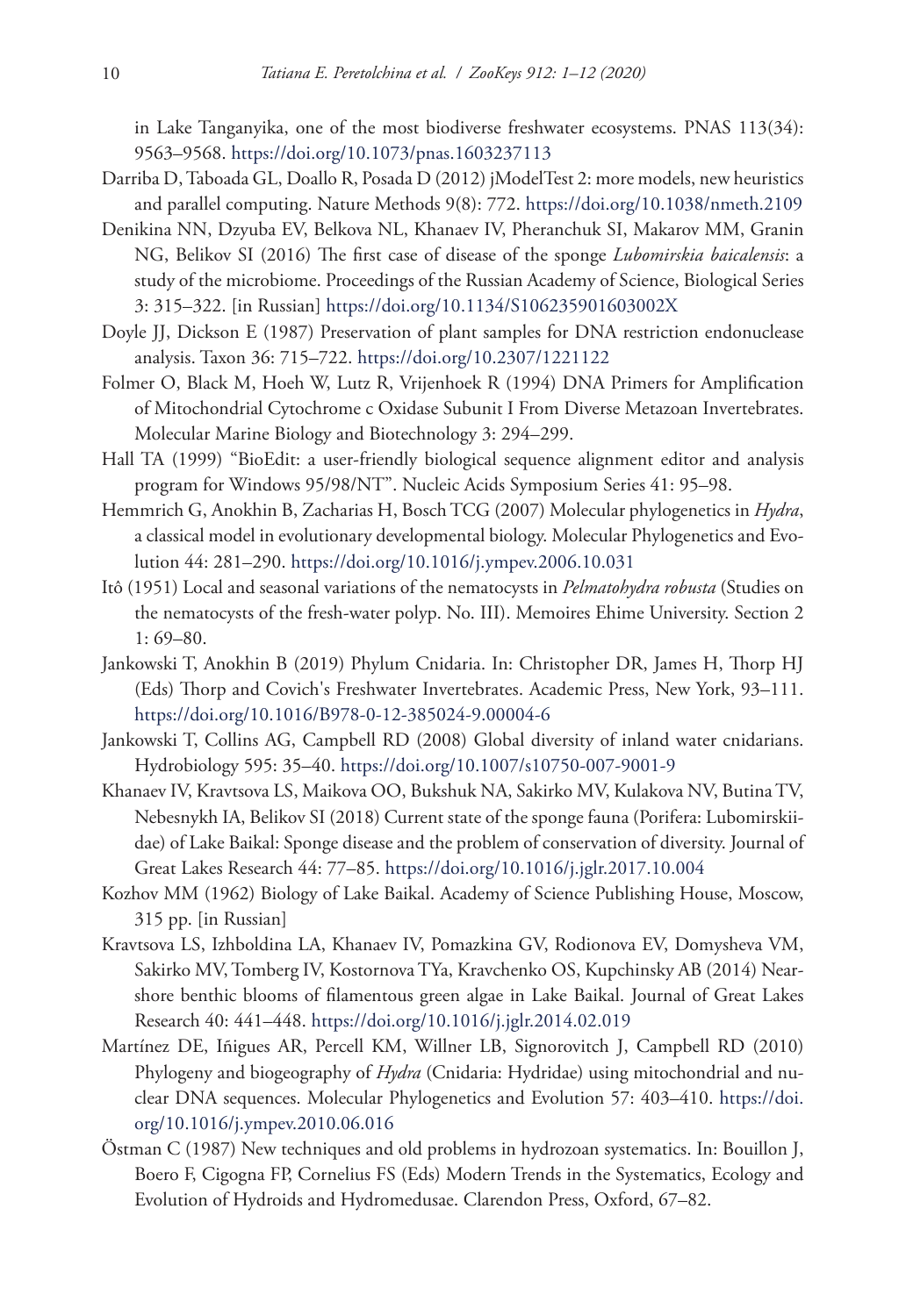in Lake Tanganyika, one of the most biodiverse freshwater ecosystems. PNAS 113(34): 9563–9568. https://doi.org/10.1073/pnas.1603237113

Darriba D, Taboada GL, Doallo R, Posada D (2012) jModelTest 2: more models, new heuristics and parallel computing. Nature Methods 9(8): 772. https://doi.org/10.1038/nmeth.2109

Denikina NN, Dzyuba EV, Belkova NL, Khanaev IV, Pheranchuk SI, Makarov MM, Granin NG, Belikov SI (2016) The first case of disease of the sponge *Lubomirskia baicalensis*: a study of the microbiome. Proceedings of the Russian Academy of Science, Biological Series 3: 315–322. [in Russian] https://doi.org/10.1134/S106235901603002X

Doyle JJ, Dickson E (1987) Preservation of plant samples for DNA restriction endonuclease analysis. Taxon 36: 715–722. https://doi.org/10.2307/1221122

Folmer O, Black M, Hoeh W, Lutz R, Vrijenhoek R (1994) DNA Primers for Amplification of Mitochondrial Cytochrome c Oxidase Subunit I From Diverse Metazoan Invertebrates. Molecular Marine Biology and Biotechnology 3: 294–299.

Hall TA (1999) "BioEdit: a user-friendly biological sequence alignment editor and analysis program for Windows 95/98/NT". Nucleic Acids Symposium Series 41: 95–98.

Hemmrich G, Anokhin B, Zacharias H, Bosch TCG (2007) Molecular phylogenetics in *Hydra*, a classical model in evolutionary developmental biology. Molecular Phylogenetics and Evolution 44: 281–290. https://doi.org/10.1016/j.ympev.2006.10.031

Itô (1951) Local and seasonal variations of the nematocysts in *Pelmatohydra robusta* (Studies on the nematocysts of the fresh-water polyp. No. III). Memoires Ehime University. Section 2 1: 69–80.

Jankowski T, Anokhin B (2019) Phylum Cnidaria. In: Christopher DR, James H, Thorp HJ (Eds) Thorp and Covich's Freshwater Invertebrates. Academic Press, New York, 93–111. https://doi.org/10.1016/B978-0-12-385024-9.00004-6

Jankowski T, Collins AG, Campbell RD (2008) Global diversity of inland water cnidarians. Hydrobiology 595: 35–40. https://doi.org/10.1007/s10750-007-9001-9

Khanaev IV, Kravtsova LS, Maikova OO, Bukshuk NA, Sakirko MV, Kulakova NV, Butina TV, Nebesnykh IA, Belikov SI (2018) Current state of the sponge fauna (Porifera: Lubomirskiidae) of Lake Baikal: Sponge disease and the problem of conservation of diversity. Journal of Great Lakes Research 44: 77–85. https://doi.org/10.1016/j.jglr.2017.10.004

Kozhov MM (1962) Biology of Lake Baikal. Academy of Science Publishing House, Moscow, 315 pp. [in Russian]

Kravtsova LS, Izhboldina LA, Khanaev IV, Pomazkina GV, Rodionova EV, Domysheva VM, Sakirko MV, Tomberg IV, Kostornova TYa, Kravchenko OS, Kupchinsky AB (2014) Nearshore benthic blooms of filamentous green algae in Lake Baikal. Journal of Great Lakes Research 40: 441–448. https://doi.org/10.1016/j.jglr.2014.02.019

Martínez DE, Iñigues AR, Percell KM, Willner LB, Signorovitch J, Campbell RD (2010) Phylogeny and biogeography of *Hydra* (Cnidaria: Hydridae) using mitochondrial and nuclear DNA sequences. Molecular Phylogenetics and Evolution 57: 403–410. https://doi.org/10.1016/j.ympev.2010.06.016

Östman C (1987) New techniques and old problems in hydrozoan systematics. In: Bouillon J, Boero F, Cigogna FP, Cornelius FS (Eds) Modern Trends in the Systematics, Ecology and Evolution of Hydroids and Hydromedusae. Clarendon Press, Oxford, 67–82.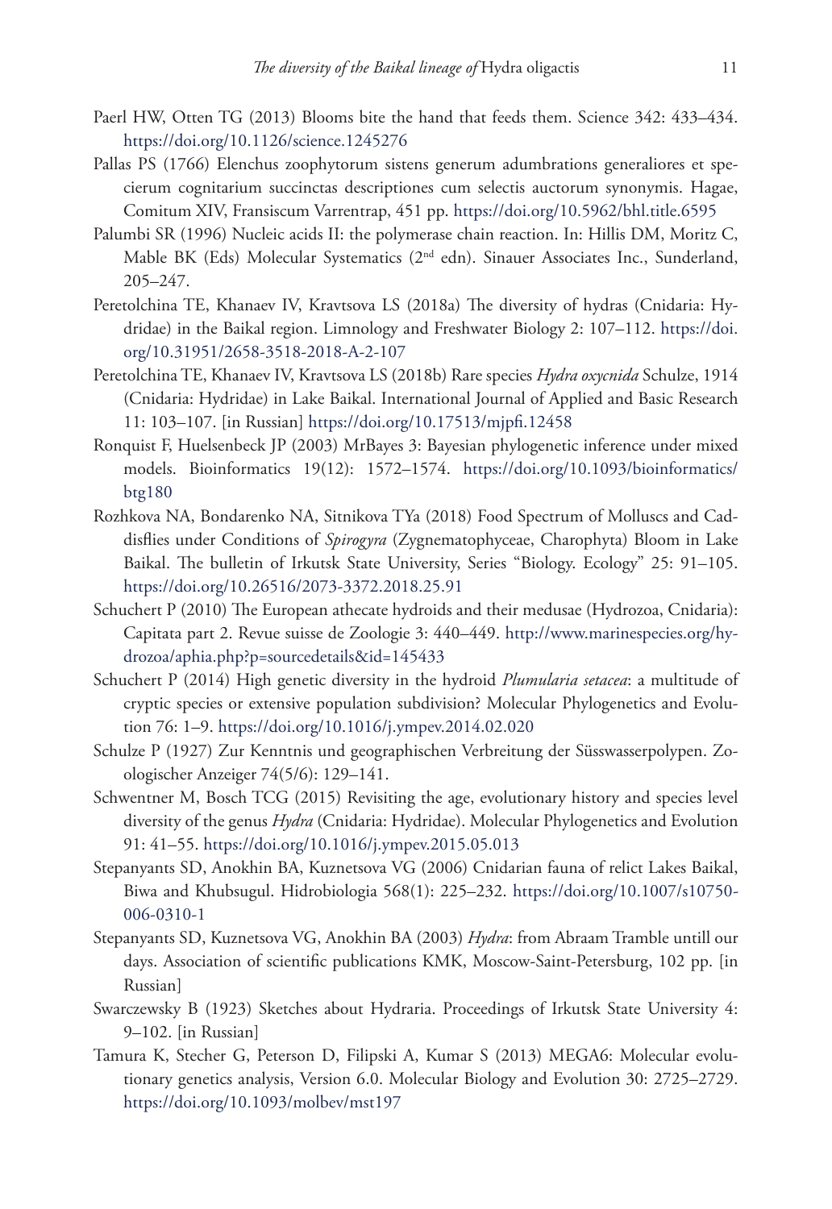Paerl HW, Otten TG (2013) Blooms bite the hand that feeds them. Science 342: 433–434. https://doi.org/10.1126/science.1245276

Pallas PS (1766) Elenchus zoophytorum sistens generum adumbrations generaliores et specierum cognitarium succinctas descriptiones cum selectis auctorum synonymis. Hagae, Comitum XIV, Fransiscum Varrentrap, 451 pp. https://doi.org/10.5962/bhl.title.6595

Palumbi SR (1996) Nucleic acids II: the polymerase chain reaction. In: Hillis DM, Moritz C, Mable BK (Eds) Molecular Systematics (2nd edn). Sinauer Associates Inc., Sunderland, 205–247.

Peretolchina TE, Khanaev IV, Kravtsova LS (2018a) The diversity of hydras (Cnidaria: Hydridae) in the Baikal region. Limnology and Freshwater Biology 2: 107–112. https://doi.org/10.31951/2658-3518-2018-A-2-107

Peretolchina TE, Khanaev IV, Kravtsova LS (2018b) Rare species *Hydra oxycnida* Schulze, 1914 (Cnidaria: Hydridae) in Lake Baikal. International Journal of Applied and Basic Research 11: 103–107. [in Russian] https://doi.org/10.17513/mjpfi.12458

Ronquist F, Huelsenbeck JP (2003) MrBayes 3: Bayesian phylogenetic inference under mixed models. Bioinformatics 19(12): 1572–1574. https://doi.org/10.1093/bioinformatics/btg180

Rozhkova NA, Bondarenko NA, Sitnikova TYa (2018) Food Spectrum of Molluscs and Caddisflies under Conditions of *Spirogyra* (Zygnematophyceae, Charophyta) Bloom in Lake Baikal. The bulletin of Irkutsk State University, Series "Biology. Ecology" 25: 91–105. https://doi.org/10.26516/2073-3372.2018.25.91

Schuchert P (2010) The European athecate hydroids and their medusae (Hydrozoa, Cnidaria): Capitata part 2. Revue suisse de Zoologie 3: 440–449. http://www.marinespecies.org/hydrozoa/aphia.php?p=sourcedetails&id=145433

Schuchert P (2014) High genetic diversity in the hydroid *Plumularia setacea*: a multitude of cryptic species or extensive population subdivision? Molecular Phylogenetics and Evolution 76: 1–9. https://doi.org/10.1016/j.ympev.2014.02.020

Schulze P (1927) Zur Kenntnis und geographischen Verbreitung der Süsswasserpolypen. Zoologischer Anzeiger 74(5/6): 129–141.

Schwentner M, Bosch TCG (2015) Revisiting the age, evolutionary history and species level diversity of the genus *Hydra* (Cnidaria: Hydridae). Molecular Phylogenetics and Evolution 91: 41–55. https://doi.org/10.1016/j.ympev.2015.05.013

Stepanyants SD, Anokhin BA, Kuznetsova VG (2006) Cnidarian fauna of relict Lakes Baikal, Biwa and Khubsugul. Hidrobiologia 568(1): 225–232. https://doi.org/10.1007/s10750-006-0310-1

Stepanyants SD, Kuznetsova VG, Anokhin BA (2003) *Hydra*: from Abraam Tramble untill our days. Association of scientific publications KMK, Moscow-Saint-Petersburg, 102 pp. [in Russian]

Swarczewsky B (1923) Sketches about Hydraria. Proceedings of Irkutsk State University 4: 9–102. [in Russian]

Tamura K, Stecher G, Peterson D, Filipski A, Kumar S (2013) MEGA6: Molecular evolutionary genetics analysis, Version 6.0. Molecular Biology and Evolution 30: 2725–2729. https://doi.org/10.1093/molbev/mst197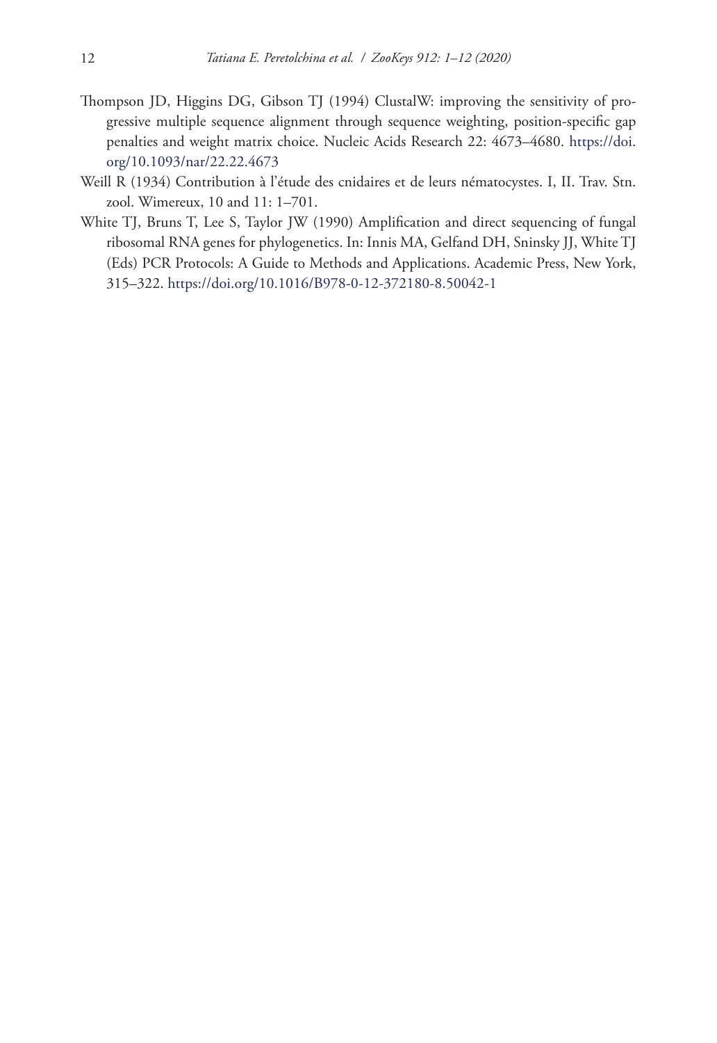Thompson JD, Higgins DG, Gibson TJ (1994) ClustalW: improving the sensitivity of progressive multiple sequence alignment through sequence weighting, position-specific gap penalties and weight matrix choice. Nucleic Acids Research 22: 4673–4680. https://doi.org/10.1093/nar/22.22.4673

Weill R (1934) Contribution à l'étude des cnidaires et de leurs nématocystes. I, II. Trav. Stn. zool. Wimereux, 10 and 11: 1–701.

White TJ, Bruns T, Lee S, Taylor JW (1990) Amplification and direct sequencing of fungal ribosomal RNA genes for phylogenetics. In: Innis MA, Gelfand DH, Sninsky JJ, White TJ (Eds) PCR Protocols: A Guide to Methods and Applications. Academic Press, New York, 315–322. https://doi.org/10.1016/B978-0-12-372180-8.50042-1